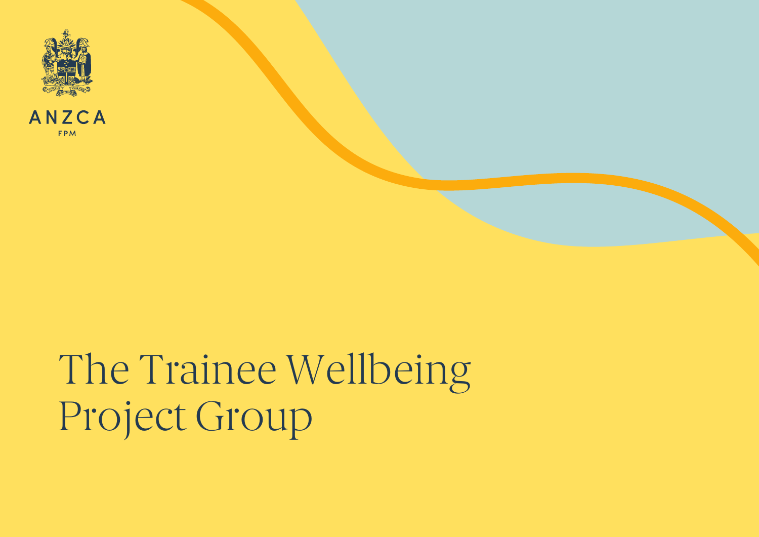ANZCA

FPM

# The Trainee Wellbeing Project Group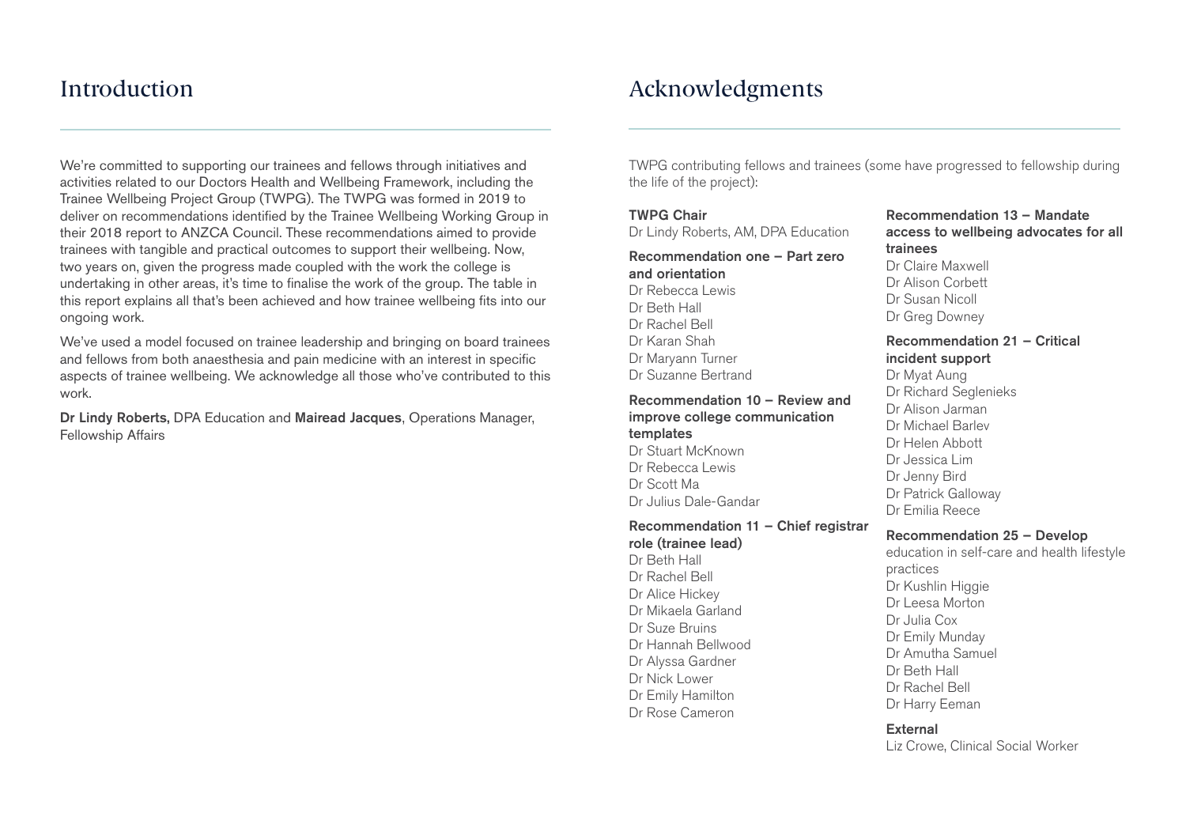# Introduction

We're committed to supporting our trainees and fellows through initiatives and activities related to our Doctors Health and Wellbeing Framework, including the Trainee Wellbeing Project Group (TWPG). The TWPG was formed in 2019 to deliver on recommendations identified by the Trainee Wellbeing Working Group in their 2018 report to ANZCA Council. These recommendations aimed to provide trainees with tangible and practical outcomes to support their wellbeing. Now, two years on, given the progress made coupled with the work the college is undertaking in other areas, it's time to finalise the work of the group. The table in this report explains all that's been achieved and how trainee wellbeing fits into our ongoing work.

We've used a model focused on trainee leadership and bringing on board trainees and fellows from both anaesthesia and pain medicine with an interest in specific aspects of trainee wellbeing. We acknowledge all those who've contributed to this work.

**Dr Lindy Roberts,** DPA Education and **Mairead Jacques**, Operations Manager, Fellowship Affairs

# Acknowledgments

TWPG contributing fellows and trainees (some have progressed to fellowship during the life of the project):

**TWPG Chair**
Dr Lindy Roberts, AM, DPA Education

**Recommendation one – Part zero and orientation**
Dr Rebecca Lewis
Dr Beth Hall
Dr Rachel Bell
Dr Karan Shah
Dr Maryann Turner
Dr Suzanne Bertrand

**Recommendation 10 – Review and improve college communication templates**
Dr Stuart McKnown
Dr Rebecca Lewis
Dr Scott Ma
Dr Julius Dale-Gandar

**Recommendation 11 – Chief registrar role (trainee lead)**
Dr Beth Hall
Dr Rachel Bell
Dr Alice Hickey
Dr Mikaela Garland
Dr Suze Bruins
Dr Hannah Bellwood
Dr Alyssa Gardner
Dr Nick Lower
Dr Emily Hamilton
Dr Rose Cameron

**Recommendation 13 – Mandate access to wellbeing advocates for all trainees**
Dr Claire Maxwell
Dr Alison Corbett
Dr Susan Nicoll
Dr Greg Downey

**Recommendation 21 – Critical incident support**
Dr Myat Aung
Dr Richard Seglenieks
Dr Alison Jarman
Dr Michael Barlev
Dr Helen Abbott
Dr Jessica Lim
Dr Jenny Bird
Dr Patrick Galloway
Dr Emilia Reece

**Recommendation 25 – Develop** education in self-care and health lifestyle practices
Dr Kushlin Higgie
Dr Leesa Morton
Dr Julia Cox
Dr Emily Munday
Dr Amutha Samuel
Dr Beth Hall
Dr Rachel Bell
Dr Harry Eeman

**External**
Liz Crowe, Clinical Social Worker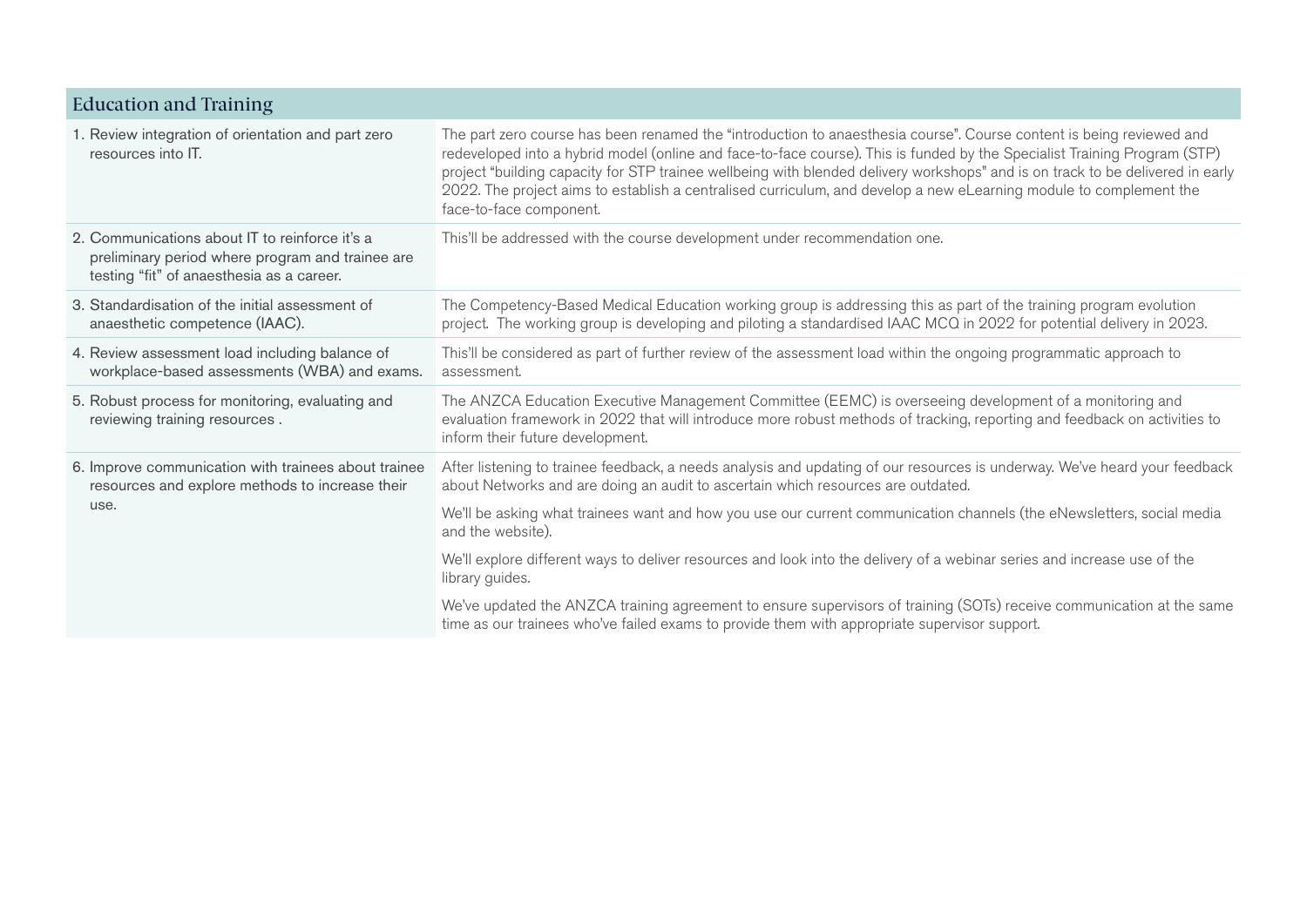## Education and Training

| Recommendation | Response |
|---|---|
| 1. Review integration of orientation and part zero resources into IT. | The part zero course has been renamed the "introduction to anaesthesia course". Course content is being reviewed and redeveloped into a hybrid model (online and face-to-face course). This is funded by the Specialist Training Program (STP) project "building capacity for STP trainee wellbeing with blended delivery workshops" and is on track to be delivered in early 2022. The project aims to establish a centralised curriculum, and develop a new eLearning module to complement the face-to-face component. |
| 2. Communications about IT to reinforce it's a preliminary period where program and trainee are testing "fit" of anaesthesia as a career. | This'll be addressed with the course development under recommendation one. |
| 3. Standardisation of the initial assessment of anaesthetic competence (IAAC). | The Competency-Based Medical Education working group is addressing this as part of the training program evolution project. The working group is developing and piloting a standardised IAAC MCQ in 2022 for potential delivery in 2023. |
| 4. Review assessment load including balance of workplace-based assessments (WBA) and exams. | This'll be considered as part of further review of the assessment load within the ongoing programmatic approach to assessment. |
| 5. Robust process for monitoring, evaluating and reviewing training resources . | The ANZCA Education Executive Management Committee (EEMC) is overseeing development of a monitoring and evaluation framework in 2022 that will introduce more robust methods of tracking, reporting and feedback on activities to inform their future development. |
| 6. Improve communication with trainees about trainee resources and explore methods to increase their use. | After listening to trainee feedback, a needs analysis and updating of our resources is underway. We've heard your feedback about Networks and are doing an audit to ascertain which resources are outdated.<br><br>We'll be asking what trainees want and how you use our current communication channels (the eNewsletters, social media and the website).<br><br>We'll explore different ways to deliver resources and look into the delivery of a webinar series and increase use of the library guides.<br><br>We've updated the ANZCA training agreement to ensure supervisors of training (SOTs) receive communication at the same time as our trainees who've failed exams to provide them with appropriate supervisor support. |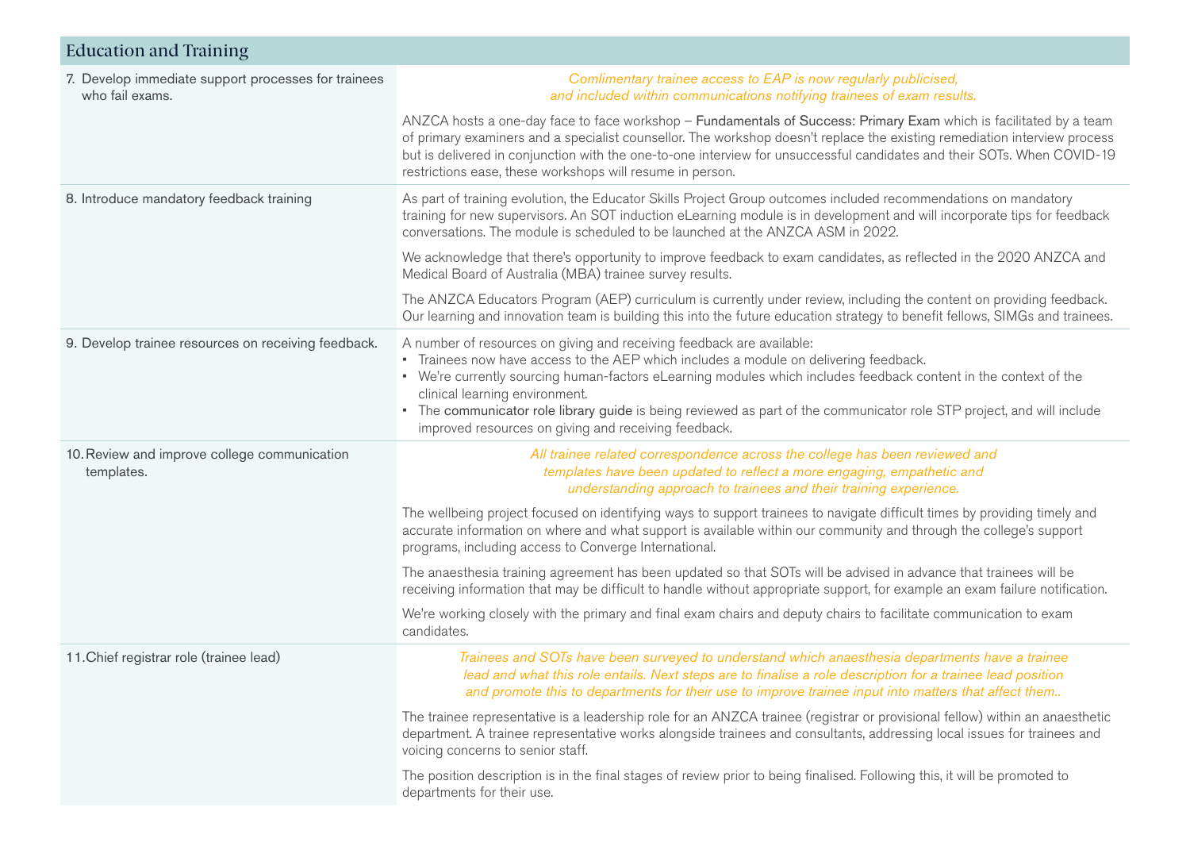## Education and Training

| | |
|---|---|
| 7. Develop immediate support processes for trainees who fail exams. | *Complimentary trainee access to EAP is now regularly publicised, and included within communications notifying trainees of exam results.*<br><br>ANZCA hosts a one-day face to face workshop – Fundamentals of Success: Primary Exam which is facilitated by a team of primary examiners and a specialist counsellor. The workshop doesn't replace the existing remediation interview process but is delivered in conjunction with the one-to-one interview for unsuccessful candidates and their SOTs. When COVID-19 restrictions ease, these workshops will resume in person. |
| 8. Introduce mandatory feedback training | As part of training evolution, the Educator Skills Project Group outcomes included recommendations on mandatory training for new supervisors. An SOT induction eLearning module is in development and will incorporate tips for feedback conversations. The module is scheduled to be launched at the ANZCA ASM in 2022.<br><br>We acknowledge that there's opportunity to improve feedback to exam candidates, as reflected in the 2020 ANZCA and Medical Board of Australia (MBA) trainee survey results.<br><br>The ANZCA Educators Program (AEP) curriculum is currently under review, including the content on providing feedback. Our learning and innovation team is building this into the future education strategy to benefit fellows, SIMGs and trainees. |
| 9. Develop trainee resources on receiving feedback. | A number of resources on giving and receiving feedback are available:<br>▪ Trainees now have access to the AEP which includes a module on delivering feedback.<br>▪ We're currently sourcing human-factors eLearning modules which includes feedback content in the context of the clinical learning environment.<br>▪ The communicator role library guide is being reviewed as part of the communicator role STP project, and will include improved resources on giving and receiving feedback. |
| 10. Review and improve college communication templates. | *All trainee related correspondence across the college has been reviewed and templates have been updated to reflect a more engaging, empathetic and understanding approach to trainees and their training experience.*<br><br>The wellbeing project focused on identifying ways to support trainees to navigate difficult times by providing timely and accurate information on where and what support is available within our community and through the college's support programs, including access to Converge International.<br><br>The anaesthesia training agreement has been updated so that SOTs will be advised in advance that trainees will be receiving information that may be difficult to handle without appropriate support, for example an exam failure notification.<br><br>We're working closely with the primary and final exam chairs and deputy chairs to facilitate communication to exam candidates. |
| 11. Chief registrar role (trainee lead) | *Trainees and SOTs have been surveyed to understand which anaesthesia departments have a trainee lead and what this role entails. Next steps are to finalise a role description for a trainee lead position and promote this to departments for their use to improve trainee input into matters that affect them..*<br><br>The trainee representative is a leadership role for an ANZCA trainee (registrar or provisional fellow) within an anaesthetic department. A trainee representative works alongside trainees and consultants, addressing local issues for trainees and voicing concerns to senior staff.<br><br>The position description is in the final stages of review prior to being finalised. Following this, it will be promoted to departments for their use. |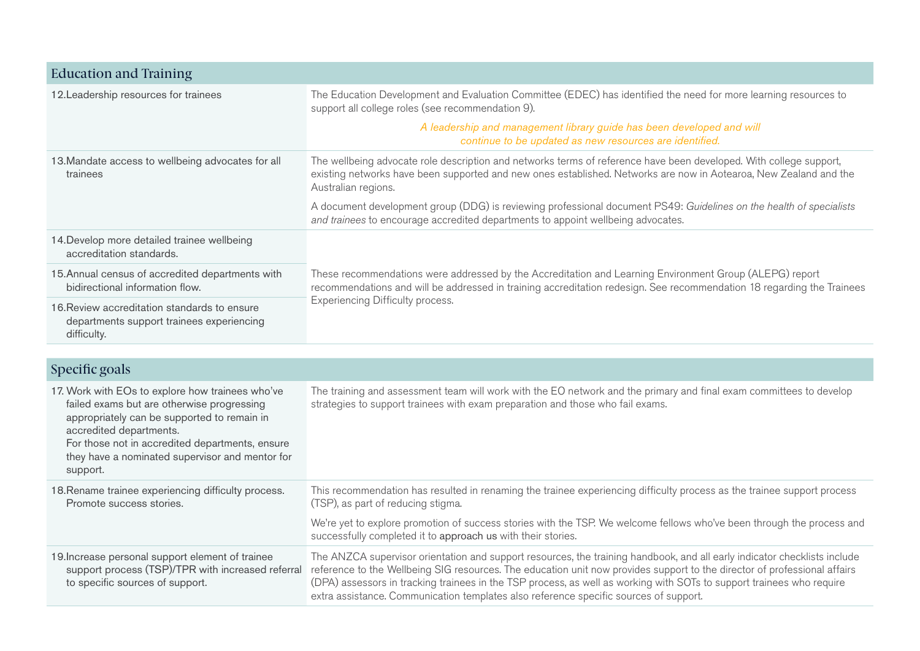| Education and Training | |
|---|---|
| 12.Leadership resources for trainees | The Education Development and Evaluation Committee (EDEC) has identified the need for more learning resources to support all college roles (see recommendation 9).<br>*A leadership and management library guide has been developed and will continue to be updated as new resources are identified.* |
| 13.Mandate access to wellbeing advocates for all trainees | The wellbeing advocate role description and networks terms of reference have been developed. With college support, existing networks have been supported and new ones established. Networks are now in Aotearoa, New Zealand and the Australian regions.<br>A document development group (DDG) is reviewing professional document PS49: *Guidelines on the health of specialists and trainees* to encourage accredited departments to appoint wellbeing advocates. |
| 14.Develop more detailed trainee wellbeing accreditation standards. | These recommendations were addressed by the Accreditation and Learning Environment Group (ALEPG) report recommendations and will be addressed in training accreditation redesign. See recommendation 18 regarding the Trainees Experiencing Difficulty process. |
| 15.Annual census of accredited departments with bidirectional information flow. | |
| 16.Review accreditation standards to ensure departments support trainees experiencing difficulty. | |

| Specific goals | |
|---|---|
| 17. Work with EOs to explore how trainees who've failed exams but are otherwise progressing appropriately can be supported to remain in accredited departments.<br>For those not in accredited departments, ensure they have a nominated supervisor and mentor for support. | The training and assessment team will work with the EO network and the primary and final exam committees to develop strategies to support trainees with exam preparation and those who fail exams. |
| 18.Rename trainee experiencing difficulty process. Promote success stories. | This recommendation has resulted in renaming the trainee experiencing difficulty process as the trainee support process (TSP), as part of reducing stigma.<br>We're yet to explore promotion of success stories with the TSP. We welcome fellows who've been through the process and successfully completed it to approach us with their stories. |
| 19.Increase personal support element of trainee support process (TSP)/TPR with increased referral to specific sources of support. | The ANZCA supervisor orientation and support resources, the training handbook, and all early indicator checklists include reference to the Wellbeing SIG resources. The education unit now provides support to the director of professional affairs (DPA) assessors in tracking trainees in the TSP process, as well as working with SOTs to support trainees who require extra assistance. Communication templates also reference specific sources of support. |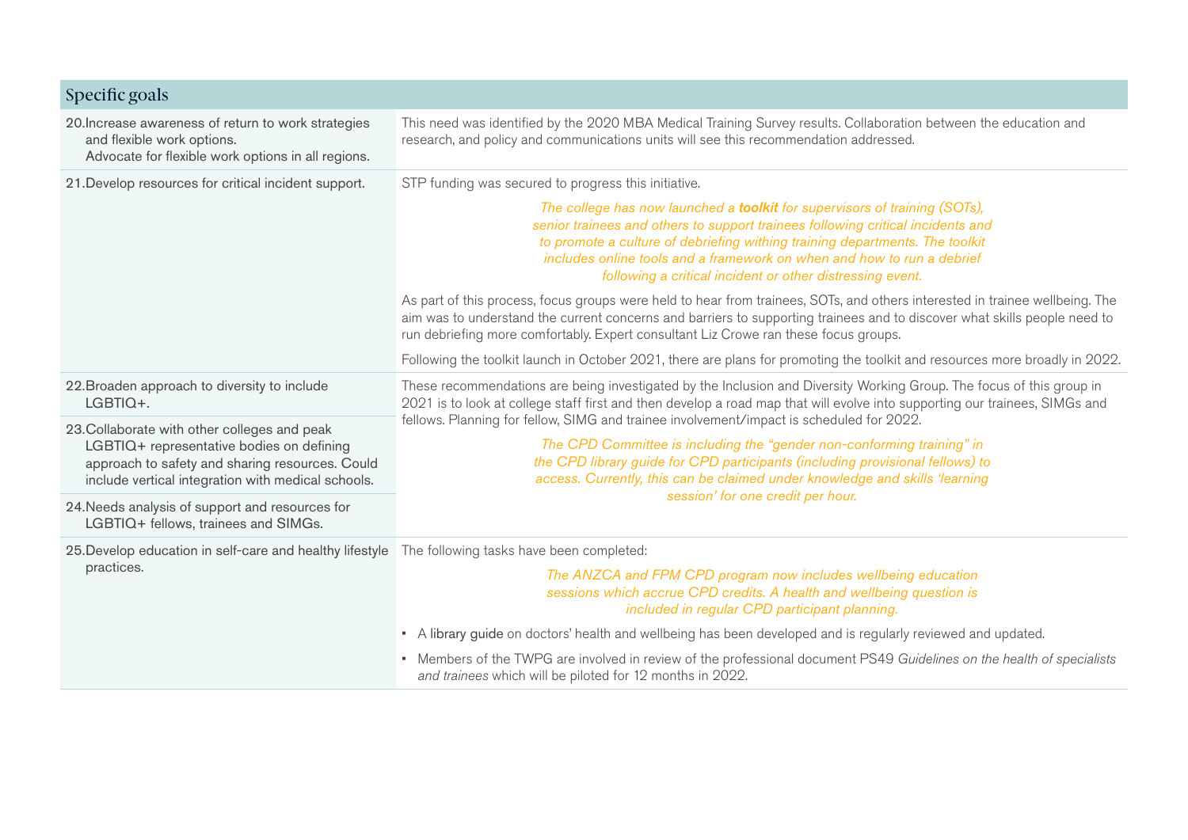## Specific goals

| Specific goals | |
|---|---|
| 20. Increase awareness of return to work strategies and flexible work options. Advocate for flexible work options in all regions. | This need was identified by the 2020 MBA Medical Training Survey results. Collaboration between the education and research, and policy and communications units will see this recommendation addressed. |
| 21. Develop resources for critical incident support. | STP funding was secured to progress this initiative. *The college has now launched a **toolkit** for supervisors of training (SOTs), senior trainees and others to support trainees following critical incidents and to promote a culture of debriefing withing training departments. The toolkit includes online tools and a framework on when and how to run a debrief following a critical incident or other distressing event.* As part of this process, focus groups were held to hear from trainees, SOTs, and others interested in trainee wellbeing. The aim was to understand the current concerns and barriers to supporting trainees and to discover what skills people need to run debriefing more comfortably. Expert consultant Liz Crowe ran these focus groups. Following the toolkit launch in October 2021, there are plans for promoting the toolkit and resources more broadly in 2022. |
| 22. Broaden approach to diversity to include LGBTIQ+. | These recommendations are being investigated by the Inclusion and Diversity Working Group. The focus of this group in 2021 is to look at college staff first and then develop a road map that will evolve into supporting our trainees, SIMGs and fellows. Planning for fellow, SIMG and trainee involvement/impact is scheduled for 2022. *The CPD Committee is including the "gender non-conforming training" in the CPD library guide for CPD participants (including provisional fellows) to access. Currently, this can be claimed under knowledge and skills 'learning session' for one credit per hour.* |
| 23. Collaborate with other colleges and peak LGBTIQ+ representative bodies on defining approach to safety and sharing resources. Could include vertical integration with medical schools. | |
| 24. Needs analysis of support and resources for LGBTIQ+ fellows, trainees and SIMGs. | |
| 25. Develop education in self-care and healthy lifestyle practices. | The following tasks have been completed: *The ANZCA and FPM CPD program now includes wellbeing education sessions which accrue CPD credits. A health and wellbeing question is included in regular CPD participant planning.* <br>• A library guide on doctors' health and wellbeing has been developed and is regularly reviewed and updated. <br>• Members of the TWPG are involved in review of the professional document PS49 *Guidelines on the health of specialists and trainees* which will be piloted for 12 months in 2022. |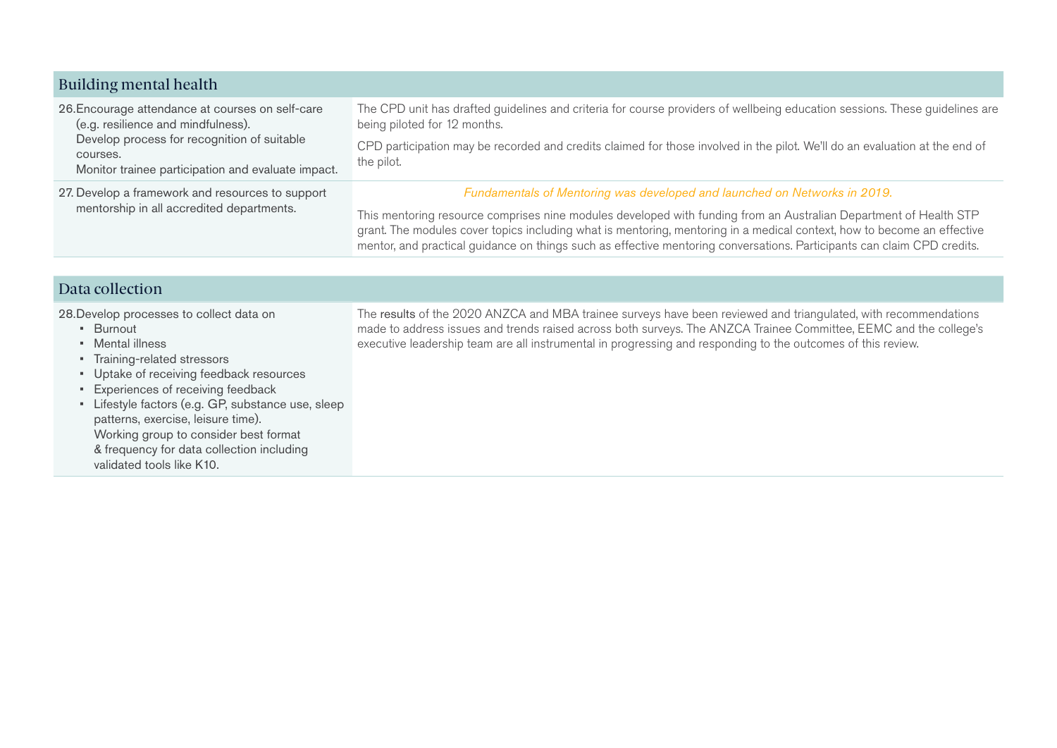## Building mental health

| | |
|---|---|
| 26. Encourage attendance at courses on self-care (e.g. resilience and mindfulness).<br>Develop process for recognition of suitable courses.<br>Monitor trainee participation and evaluate impact. | The CPD unit has drafted guidelines and criteria for course providers of wellbeing education sessions. These guidelines are being piloted for 12 months.<br>CPD participation may be recorded and credits claimed for those involved in the pilot. We'll do an evaluation at the end of the pilot. |
| 27. Develop a framework and resources to support mentorship in all accredited departments. | *Fundamentals of Mentoring was developed and launched on Networks in 2019.*<br>This mentoring resource comprises nine modules developed with funding from an Australian Department of Health STP grant. The modules cover topics including what is mentoring, mentoring in a medical context, how to become an effective mentor, and practical guidance on things such as effective mentoring conversations. Participants can claim CPD credits. |

## Data collection

| | |
|---|---|
| 28. Develop processes to collect data on<br>▪ Burnout<br>▪ Mental illness<br>▪ Training-related stressors<br>▪ Uptake of receiving feedback resources<br>▪ Experiences of receiving feedback<br>▪ Lifestyle factors (e.g. GP, substance use, sleep patterns, exercise, leisure time).<br>Working group to consider best format & frequency for data collection including validated tools like K10. | The results of the 2020 ANZCA and MBA trainee surveys have been reviewed and triangulated, with recommendations made to address issues and trends raised across both surveys. The ANZCA Trainee Committee, EEMC and the college's executive leadership team are all instrumental in progressing and responding to the outcomes of this review. |